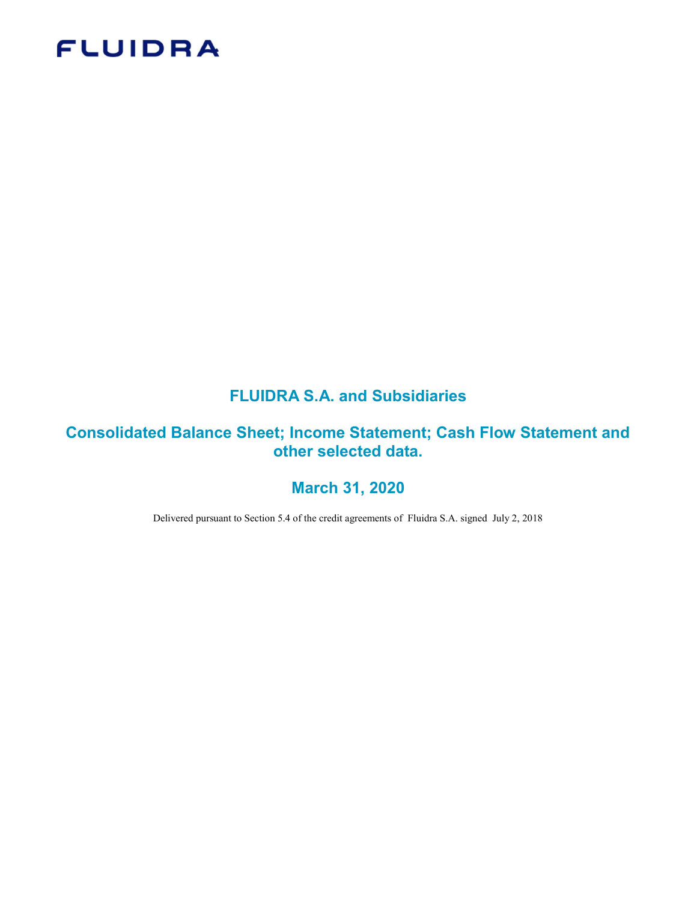FLUIDRA

# FLUIDRA S.A. and Subsidiaries

## Consolidated Balance Sheet; Income Statement; Cash Flow Statement and other selected data.

## March 31, 2020

Delivered pursuant to Section 5.4 of the credit agreements of Fluidra S.A. signed July 2, 2018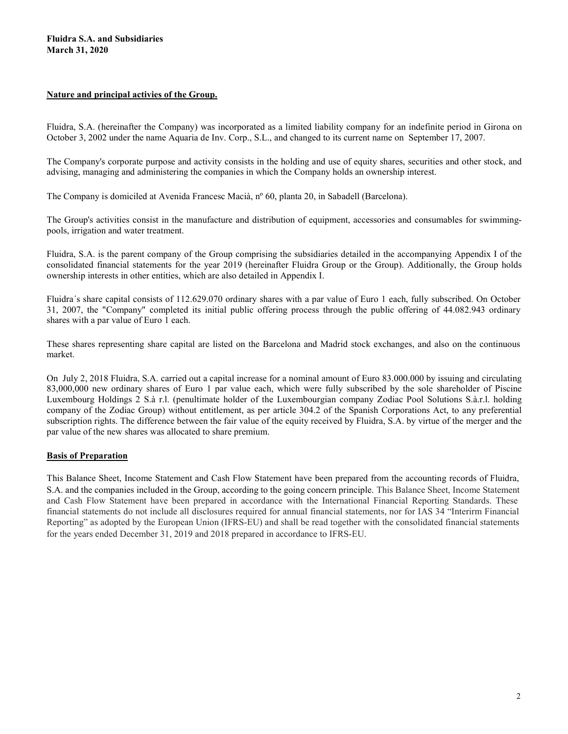**Fluidra S.A. and Subsidiaries**
**March 31, 2020**

## Nature and principal activies of the Group.

Fluidra, S.A. (hereinafter the Company) was incorporated as a limited liability company for an indefinite period in Girona on October 3, 2002 under the name Aquaria de Inv. Corp., S.L., and changed to its current name on September 17, 2007.

The Company's corporate purpose and activity consists in the holding and use of equity shares, securities and other stock, and advising, managing and administering the companies in which the Company holds an ownership interest.

The Company is domiciled at Avenida Francesc Macià, nº 60, planta 20, in Sabadell (Barcelona).

The Group's activities consist in the manufacture and distribution of equipment, accessories and consumables for swimming-pools, irrigation and water treatment.

Fluidra, S.A. is the parent company of the Group comprising the subsidiaries detailed in the accompanying Appendix I of the consolidated financial statements for the year 2019 (hereinafter Fluidra Group or the Group). Additionally, the Group holds ownership interests in other entities, which are also detailed in Appendix I.

Fluidra´s share capital consists of 112.629.070 ordinary shares with a par value of Euro 1 each, fully subscribed. On October 31, 2007, the "Company" completed its initial public offering process through the public offering of 44.082.943 ordinary shares with a par value of Euro 1 each.

These shares representing share capital are listed on the Barcelona and Madrid stock exchanges, and also on the continuous market.

On July 2, 2018 Fluidra, S.A. carried out a capital increase for a nominal amount of Euro 83.000.000 by issuing and circulating 83,000,000 new ordinary shares of Euro 1 par value each, which were fully subscribed by the sole shareholder of Piscine Luxembourg Holdings 2 S.à r.l. (penultimate holder of the Luxembourgian company Zodiac Pool Solutions S.à.r.l. holding company of the Zodiac Group) without entitlement, as per article 304.2 of the Spanish Corporations Act, to any preferential subscription rights. The difference between the fair value of the equity received by Fluidra, S.A. by virtue of the merger and the par value of the new shares was allocated to share premium.

## Basis of Preparation

This Balance Sheet, Income Statement and Cash Flow Statement have been prepared from the accounting records of Fluidra, S.A. and the companies included in the Group, according to the going concern principle. This Balance Sheet, Income Statement and Cash Flow Statement have been prepared in accordance with the International Financial Reporting Standards. These financial statements do not include all disclosures required for annual financial statements, nor for IAS 34 "Interirm Financial Reporting" as adopted by the European Union (IFRS-EU) and shall be read together with the consolidated financial statements for the years ended December 31, 2019 and 2018 prepared in accordance to IFRS-EU.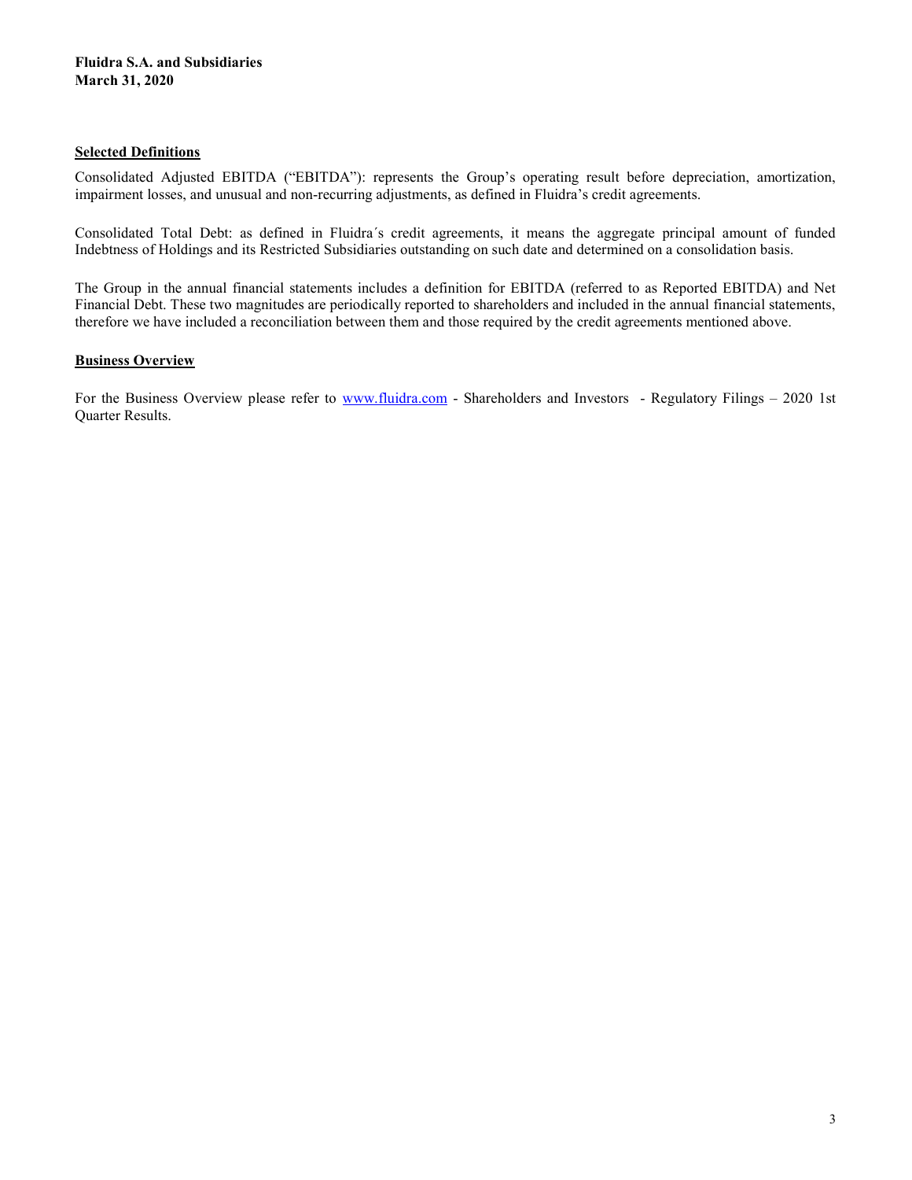**Fluidra S.A. and Subsidiaries**
**March 31, 2020**

## Selected Definitions

Consolidated Adjusted EBITDA ("EBITDA"): represents the Group's operating result before depreciation, amortization, impairment losses, and unusual and non-recurring adjustments, as defined in Fluidra's credit agreements.

Consolidated Total Debt: as defined in Fluidra´s credit agreements, it means the aggregate principal amount of funded Indebtness of Holdings and its Restricted Subsidiaries outstanding on such date and determined on a consolidation basis.

The Group in the annual financial statements includes a definition for EBITDA (referred to as Reported EBITDA) and Net Financial Debt. These two magnitudes are periodically reported to shareholders and included in the annual financial statements, therefore we have included a reconciliation between them and those required by the credit agreements mentioned above.

## Business Overview

For the Business Overview please refer to www.fluidra.com - Shareholders and Investors - Regulatory Filings – 2020 1st Quarter Results.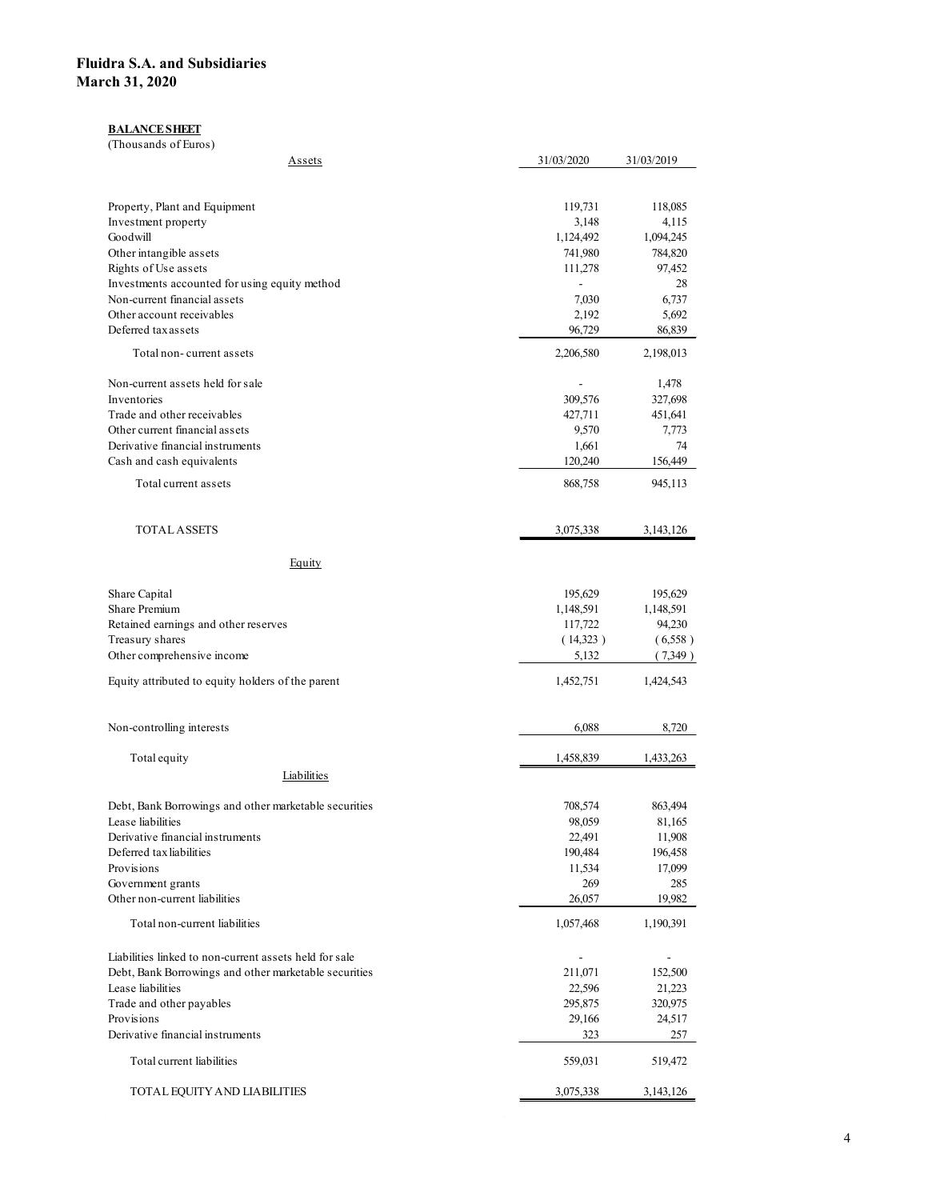# Fluidra S.A. and Subsidiaries
## March 31, 2020

**BALANCE SHEET**
(Thousands of Euros)

| Assets | 31/03/2020 | 31/03/2019 |
|---|---|---|
| Property, Plant and Equipment | 119,731 | 118,085 |
| Investment property | 3,148 | 4,115 |
| Goodwill | 1,124,492 | 1,094,245 |
| Other intangible assets | 741,980 | 784,820 |
| Rights of Use assets | 111,278 | 97,452 |
| Investments accounted for using equity method | - | 28 |
| Non-current financial assets | 7,030 | 6,737 |
| Other account receivables | 2,192 | 5,692 |
| Deferred tax assets | 96,729 | 86,839 |
| Total non- current assets | 2,206,580 | 2,198,013 |
| Non-current assets held for sale | - | 1,478 |
| Inventories | 309,576 | 327,698 |
| Trade and other receivables | 427,711 | 451,641 |
| Other current financial assets | 9,570 | 7,773 |
| Derivative financial instruments | 1,661 | 74 |
| Cash and cash equivalents | 120,240 | 156,449 |
| Total current assets | 868,758 | 945,113 |
| TOTAL ASSETS | 3,075,338 | 3,143,126 |
| **Equity** | | |
| Share Capital | 195,629 | 195,629 |
| Share Premium | 1,148,591 | 1,148,591 |
| Retained earnings and other reserves | 117,722 | 94,230 |
| Treasury shares | ( 14,323 ) | ( 6,558 ) |
| Other comprehensive income | 5,132 | ( 7,349 ) |
| Equity attributed to equity holders of the parent | 1,452,751 | 1,424,543 |
| Non-controlling interests | 6,088 | 8,720 |
| Total equity | 1,458,839 | 1,433,263 |
| **Liabilities** | | |
| Debt, Bank Borrowings and other marketable securities | 708,574 | 863,494 |
| Lease liabilities | 98,059 | 81,165 |
| Derivative financial instruments | 22,491 | 11,908 |
| Deferred tax liabilities | 190,484 | 196,458 |
| Provisions | 11,534 | 17,099 |
| Government grants | 269 | 285 |
| Other non-current liabilities | 26,057 | 19,982 |
| Total non-current liabilities | 1,057,468 | 1,190,391 |
| Liabilities linked to non-current assets held for sale | - | - |
| Debt, Bank Borrowings and other marketable securities | 211,071 | 152,500 |
| Lease liabilities | 22,596 | 21,223 |
| Trade and other payables | 295,875 | 320,975 |
| Provisions | 29,166 | 24,517 |
| Derivative financial instruments | 323 | 257 |
| Total current liabilities | 559,031 | 519,472 |
| TOTAL EQUITY AND LIABILITIES | 3,075,338 | 3,143,126 |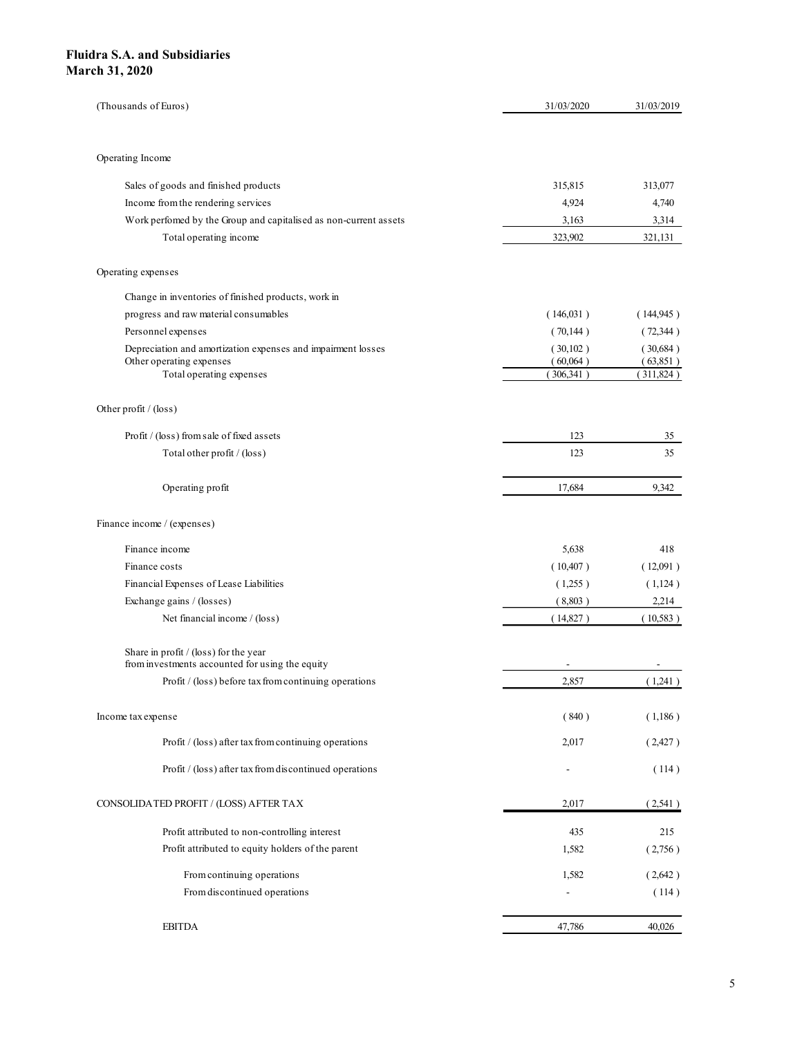**Fluidra S.A. and Subsidiaries**
**March 31, 2020**

| (Thousands of Euros) | 31/03/2020 | 31/03/2019 |
|---|---|---|
| **Operating Income** | | |
| Sales of goods and finished products | 315,815 | 313,077 |
| Income from the rendering services | 4,924 | 4,740 |
| Work perfomed by the Group and capitalised as non-current assets | 3,163 | 3,314 |
| Total operating income | 323,902 | 321,131 |
| **Operating expenses** | | |
| Change in inventories of finished products, work in progress and raw material consumables | ( 146,031 ) | ( 144,945 ) |
| Personnel expenses | ( 70,144 ) | ( 72,344 ) |
| Depreciation and amortization expenses and impairment losses | ( 30,102 ) | ( 30,684 ) |
| Other operating expenses | ( 60,064 ) | ( 63,851 ) |
| Total operating expenses | ( 306,341 ) | ( 311,824 ) |
| **Other profit / (loss)** | | |
| Profit / (loss) from sale of fixed assets | 123 | 35 |
| Total other profit / (loss) | 123 | 35 |
| Operating profit | 17,684 | 9,342 |
| **Finance income / (expenses)** | | |
| Finance income | 5,638 | 418 |
| Finance costs | ( 10,407 ) | ( 12,091 ) |
| Financial Expenses of Lease Liabilities | ( 1,255 ) | ( 1,124 ) |
| Exchange gains / (losses) | ( 8,803 ) | 2,214 |
| Net financial income / (loss) | ( 14,827 ) | ( 10,583 ) |
| Share in profit / (loss) for the year from investments accounted for using the equity | - | - |
| Profit / (loss) before tax from continuing operations | 2,857 | ( 1,241 ) |
| Income tax expense | ( 840 ) | ( 1,186 ) |
| Profit / (loss) after tax from continuing operations | 2,017 | ( 2,427 ) |
| Profit / (loss) after tax from discontinued operations | - | ( 114 ) |
| CONSOLIDATED PROFIT / (LOSS) AFTER TAX | 2,017 | ( 2,541 ) |
| Profit attributed to non-controlling interest | 435 | 215 |
| Profit attributed to equity holders of the parent | 1,582 | ( 2,756 ) |
| From continuing operations | 1,582 | ( 2,642 ) |
| From discontinued operations | - | ( 114 ) |
| EBITDA | 47,786 | 40,026 |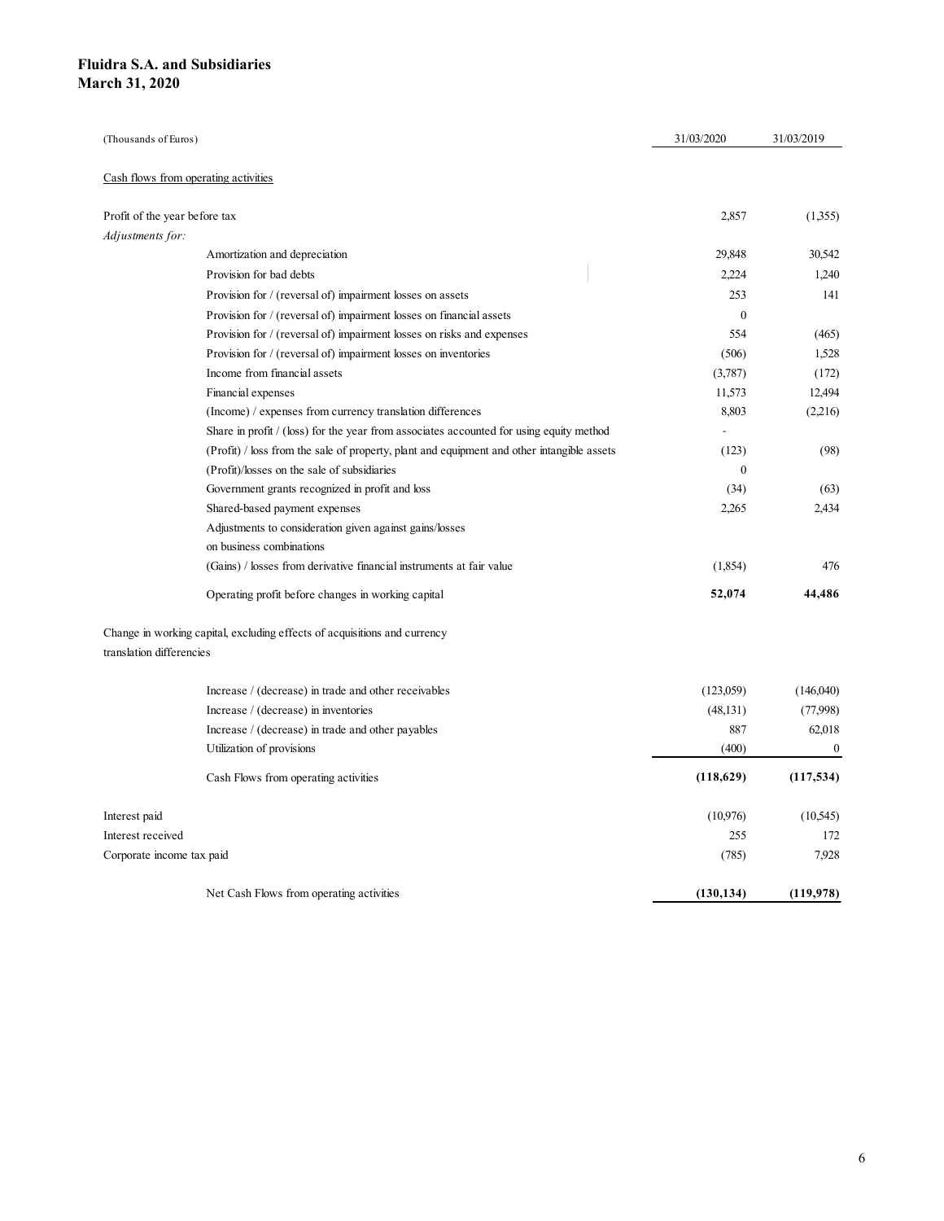**Fluidra S.A. and Subsidiaries**
**March 31, 2020**

| (Thousands of Euros) | 31/03/2020 | 31/03/2019 |
|---|---|---|
| Cash flows from operating activities | | |
| Profit of the year before tax | 2,857 | (1,355) |
| *Adjustments for:* | | |
| Amortization and depreciation | 29,848 | 30,542 |
| Provision for bad debts | 2,224 | 1,240 |
| Provision for / (reversal of) impairment losses on assets | 253 | 141 |
| Provision for / (reversal of) impairment losses on financial assets | 0 | |
| Provision for / (reversal of) impairment losses on risks and expenses | 554 | (465) |
| Provision for / (reversal of) impairment losses on inventories | (506) | 1,528 |
| Income from financial assets | (3,787) | (172) |
| Financial expenses | 11,573 | 12,494 |
| (Income) / expenses from currency translation differences | 8,803 | (2,216) |
| Share in profit / (loss) for the year from associates accounted for using equity method | - | |
| (Profit) / loss from the sale of property, plant and equipment and other intangible assets | (123) | (98) |
| (Profit)/losses on the sale of subsidiaries | 0 | |
| Government grants recognized in profit and loss | (34) | (63) |
| Shared-based payment expenses | 2,265 | 2,434 |
| Adjustments to consideration given against gains/losses on business combinations | | |
| (Gains) / losses from derivative financial instruments at fair value | (1,854) | 476 |
| **Operating profit before changes in working capital** | **52,074** | **44,486** |
| Change in working capital, excluding effects of acquisitions and currency translation differencies | | |
| Increase / (decrease) in trade and other receivables | (123,059) | (146,040) |
| Increase / (decrease) in inventories | (48,131) | (77,998) |
| Increase / (decrease) in trade and other payables | 887 | 62,018 |
| Utilization of provisions | (400) | 0 |
| **Cash Flows from operating activities** | **(118,629)** | **(117,534)** |
| Interest paid | (10,976) | (10,545) |
| Interest received | 255 | 172 |
| Corporate income tax paid | (785) | 7,928 |
| **Net Cash Flows from operating activities** | **(130,134)** | **(119,978)** |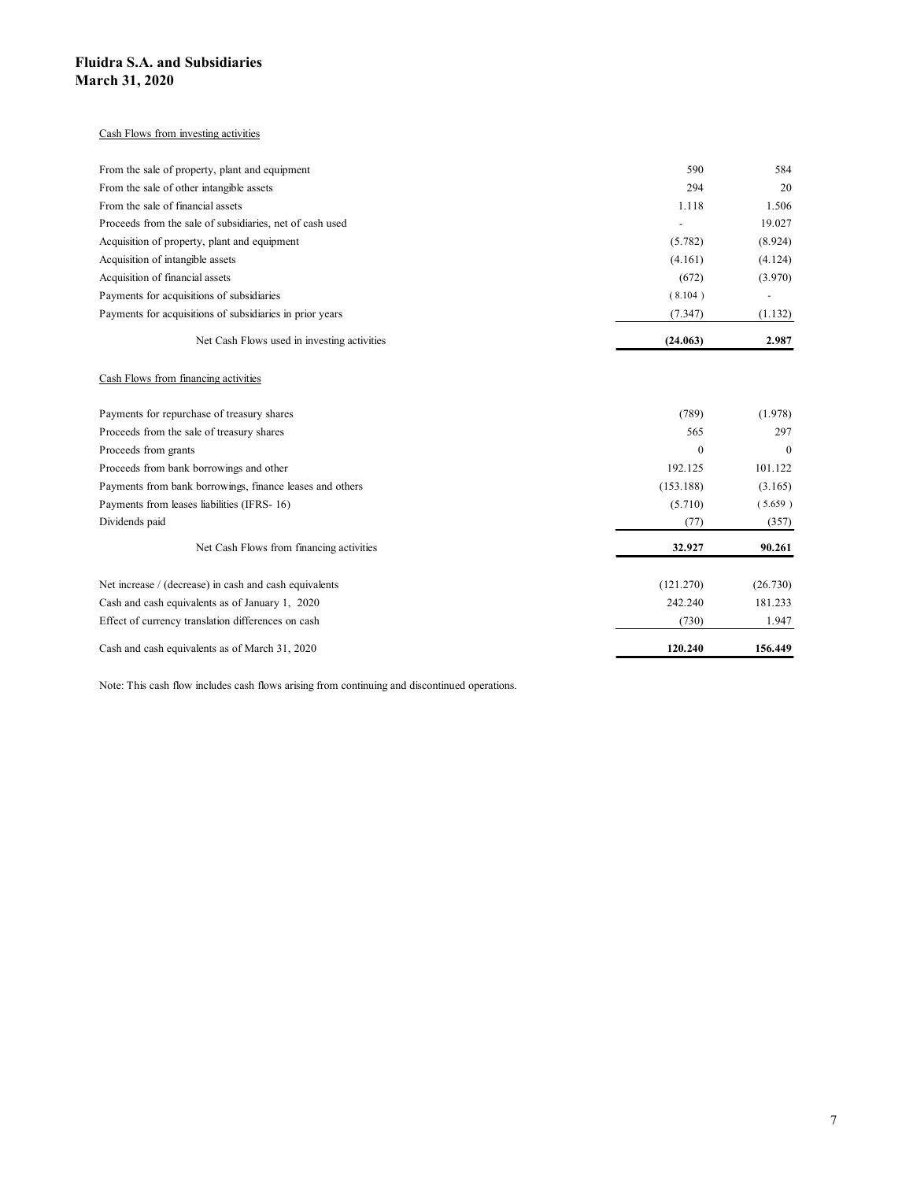**Fluidra S.A. and Subsidiaries**
**March 31, 2020**

Cash Flows from investing activities

| | | |
|---|---|---|
| From the sale of property, plant and equipment | 590 | 584 |
| From the sale of other intangible assets | 294 | 20 |
| From the sale of financial assets | 1.118 | 1.506 |
| Proceeds from the sale of subsidiaries, net of cash used | - | 19.027 |
| Acquisition of property, plant and equipment | (5.782) | (8.924) |
| Acquisition of intangible assets | (4.161) | (4.124) |
| Acquisition of financial assets | (672) | (3.970) |
| Payments for acquisitions of subsidiaries | (8.104) | - |
| Payments for acquisitions of subsidiaries in prior years | (7.347) | (1.132) |
| Net Cash Flows used in investing activities | **(24.063)** | **2.987** |

Cash Flows from financing activities

| | | |
|---|---|---|
| Payments for repurchase of treasury shares | (789) | (1.978) |
| Proceeds from the sale of treasury shares | 565 | 297 |
| Proceeds from grants | 0 | 0 |
| Proceeds from bank borrowings and other | 192.125 | 101.122 |
| Payments from bank borrowings, finance leases and others | (153.188) | (3.165) |
| Payments from leases liabilities (IFRS- 16) | (5.710) | (5.659) |
| Dividends paid | (77) | (357) |
| Net Cash Flows from financing activities | **32.927** | **90.261** |

| | | |
|---|---|---|
| Net increase / (decrease) in cash and cash equivalents | (121.270) | (26.730) |
| Cash and cash equivalents as of January 1, 2020 | 242.240 | 181.233 |
| Effect of currency translation differences on cash | (730) | 1.947 |
| Cash and cash equivalents as of March 31, 2020 | **120.240** | **156.449** |

Note: This cash flow includes cash flows arising from continuing and discontinued operations.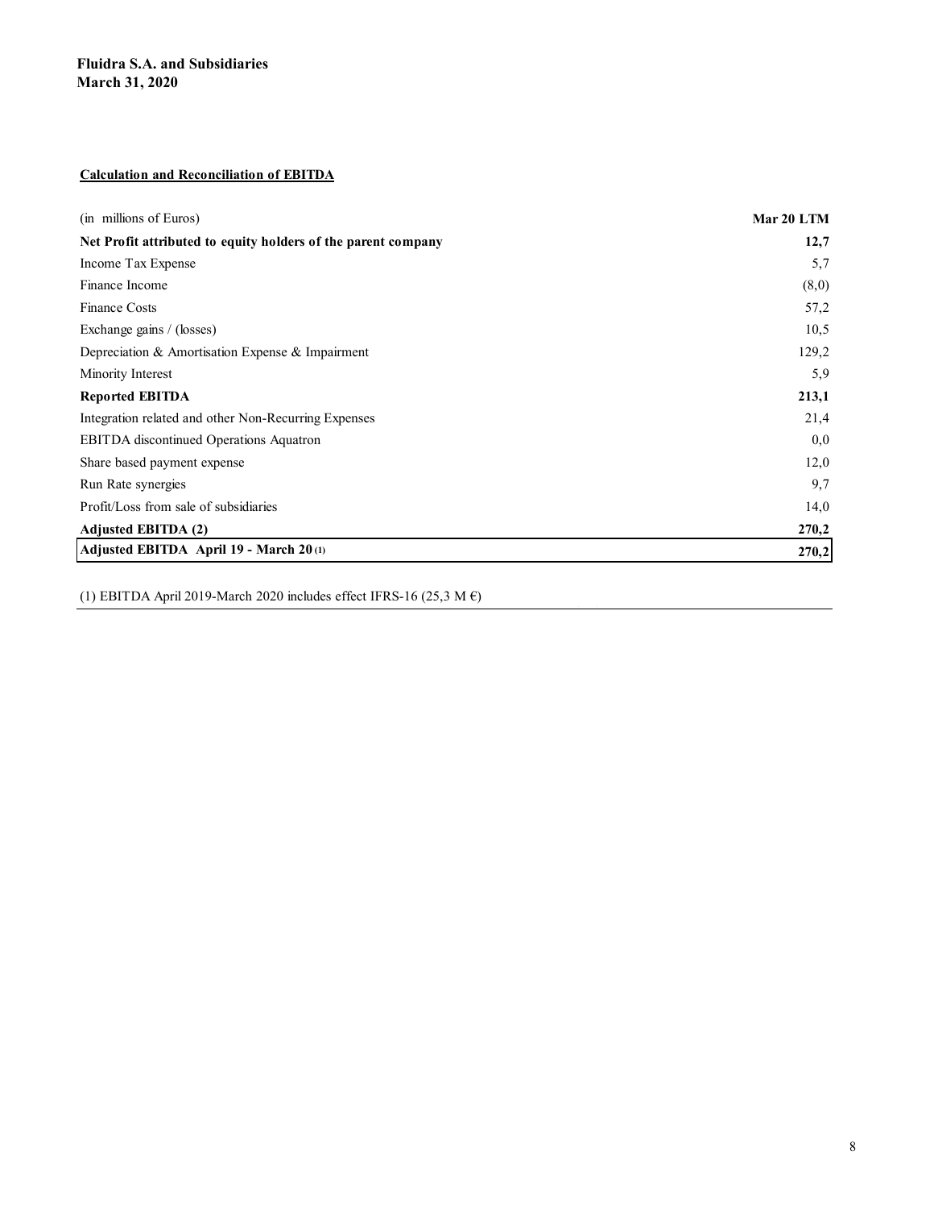**Fluidra S.A. and Subsidiaries**
**March 31, 2020**

**Calculation and Reconciliation of EBITDA**

| (in millions of Euros) | **Mar 20 LTM** |
|---|---|
| **Net Profit attributed to equity holders of the parent company** | **12,7** |
| Income Tax Expense | 5,7 |
| Finance Income | (8,0) |
| Finance Costs | 57,2 |
| Exchange gains / (losses) | 10,5 |
| Depreciation & Amortisation Expense & Impairment | 129,2 |
| Minority Interest | 5,9 |
| **Reported EBITDA** | **213,1** |
| Integration related and other Non-Recurring Expenses | 21,4 |
| EBITDA discontinued Operations Aquatron | 0,0 |
| Share based payment expense | 12,0 |
| Run Rate synergies | 9,7 |
| Profit/Loss from sale of subsidiaries | 14,0 |
| **Adjusted EBITDA (2)** | **270,2** |
| **Adjusted EBITDA April 19 - March 20 (1)** | **270,2** |

(1) EBITDA April 2019-March 2020 includes effect IFRS-16 (25,3 M €)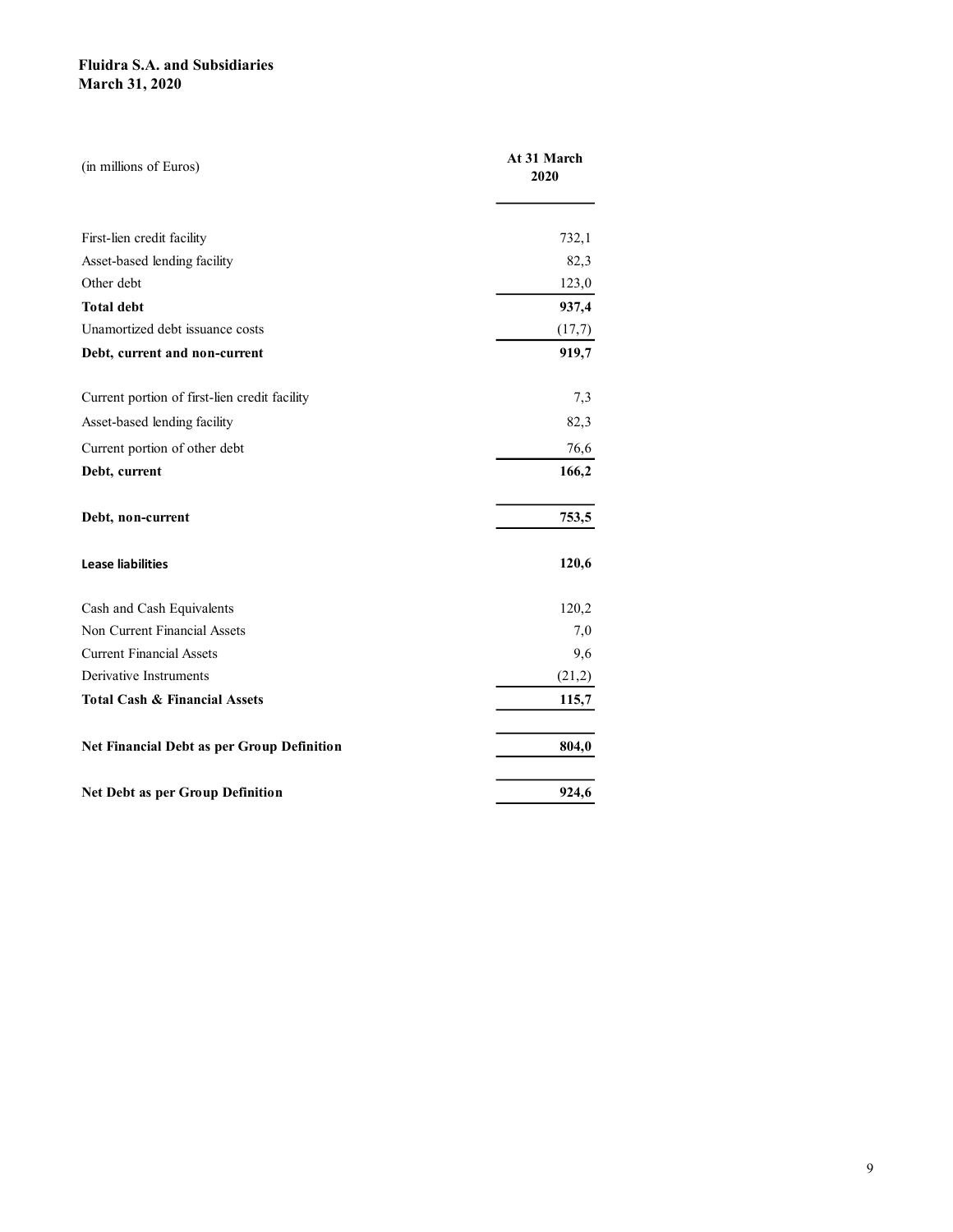**Fluidra S.A. and Subsidiaries**
**March 31, 2020**

| (in millions of Euros) | At 31 March 2020 |
|---|---|
| First-lien credit facility | 732,1 |
| Asset-based lending facility | 82,3 |
| Other debt | 123,0 |
| **Total debt** | **937,4** |
| Unamortized debt issuance costs | (17,7) |
| **Debt, current and non-current** | **919,7** |
| Current portion of first-lien credit facility | 7,3 |
| Asset-based lending facility | 82,3 |
| Current portion of other debt | 76,6 |
| **Debt, current** | **166,2** |
| **Debt, non-current** | **753,5** |
| **Lease liabilities** | **120,6** |
| Cash and Cash Equivalents | 120,2 |
| Non Current Financial Assets | 7,0 |
| Current Financial Assets | 9,6 |
| Derivative Instruments | (21,2) |
| **Total Cash & Financial Assets** | **115,7** |
| **Net Financial Debt as per Group Definition** | **804,0** |
| **Net Debt as per Group Definition** | **924,6** |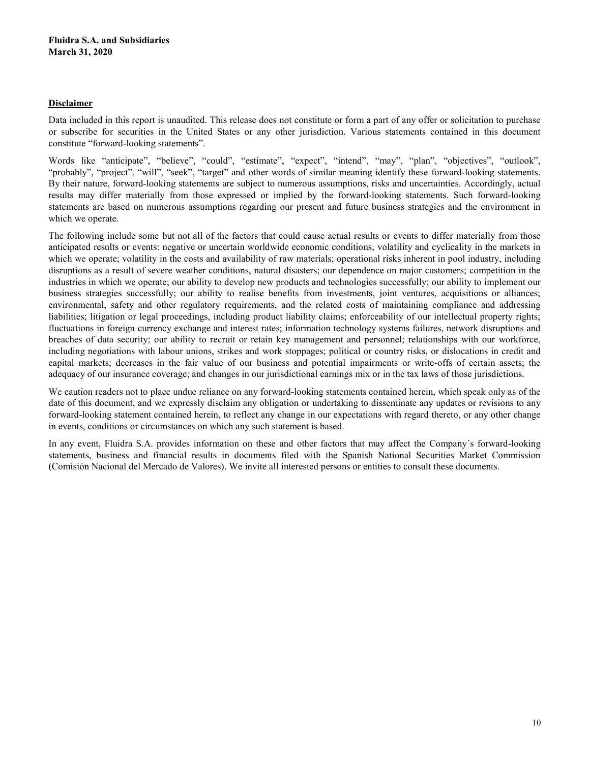**Disclaimer**

Data included in this report is unaudited. This release does not constitute or form a part of any offer or solicitation to purchase or subscribe for securities in the United States or any other jurisdiction. Various statements contained in this document constitute "forward-looking statements".

Words like "anticipate", "believe", "could", "estimate", "expect", "intend", "may", "plan", "objectives", "outlook", "probably", "project", "will", "seek", "target" and other words of similar meaning identify these forward-looking statements. By their nature, forward-looking statements are subject to numerous assumptions, risks and uncertainties. Accordingly, actual results may differ materially from those expressed or implied by the forward-looking statements. Such forward-looking statements are based on numerous assumptions regarding our present and future business strategies and the environment in which we operate.

The following include some but not all of the factors that could cause actual results or events to differ materially from those anticipated results or events: negative or uncertain worldwide economic conditions; volatility and cyclicality in the markets in which we operate; volatility in the costs and availability of raw materials; operational risks inherent in pool industry, including disruptions as a result of severe weather conditions, natural disasters; our dependence on major customers; competition in the industries in which we operate; our ability to develop new products and technologies successfully; our ability to implement our business strategies successfully; our ability to realise benefits from investments, joint ventures, acquisitions or alliances; environmental, safety and other regulatory requirements, and the related costs of maintaining compliance and addressing liabilities; litigation or legal proceedings, including product liability claims; enforceability of our intellectual property rights; fluctuations in foreign currency exchange and interest rates; information technology systems failures, network disruptions and breaches of data security; our ability to recruit or retain key management and personnel; relationships with our workforce, including negotiations with labour unions, strikes and work stoppages; political or country risks, or dislocations in credit and capital markets; decreases in the fair value of our business and potential impairments or write-offs of certain assets; the adequacy of our insurance coverage; and changes in our jurisdictional earnings mix or in the tax laws of those jurisdictions.

We caution readers not to place undue reliance on any forward-looking statements contained herein, which speak only as of the date of this document, and we expressly disclaim any obligation or undertaking to disseminate any updates or revisions to any forward-looking statement contained herein, to reflect any change in our expectations with regard thereto, or any other change in events, conditions or circumstances on which any such statement is based.

In any event, Fluidra S.A. provides information on these and other factors that may affect the Company´s forward-looking statements, business and financial results in documents filed with the Spanish National Securities Market Commission (Comisión Nacional del Mercado de Valores). We invite all interested persons or entities to consult these documents.